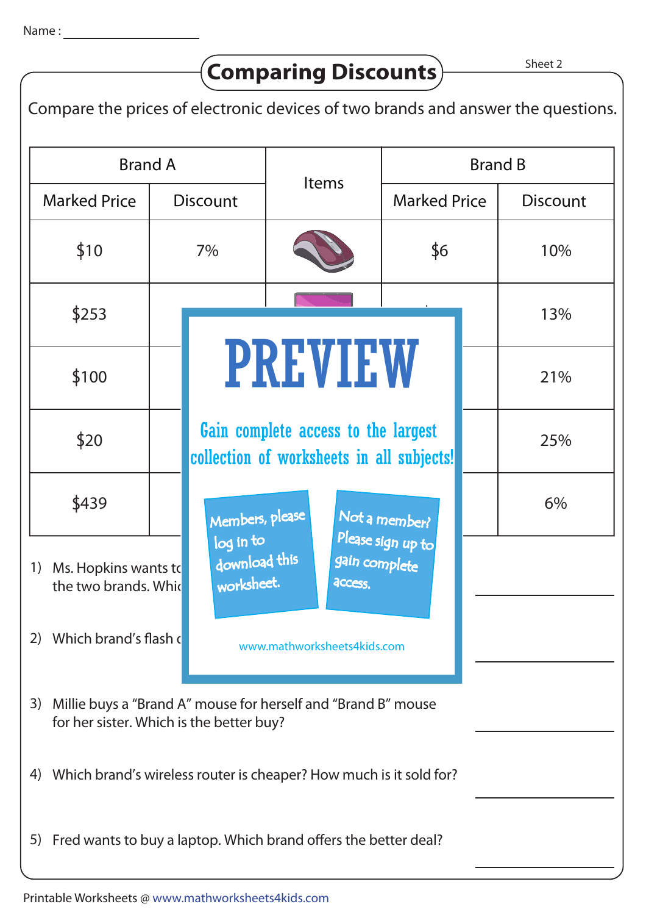Name : ____________________

# Comparing Discounts

Sheet 2

Compare the prices of electronic devices of two brands and answer the questions.

| Brand A | | Items | Brand B | |
|---|---|---|---|---|
| Marked Price | Discount | | Marked Price | Discount |
| $10 | 7% | | $6 | 10% |
| $253 | | | | 13% |
| $100 | | | | 21% |
| $20 | | | | 25% |
| $439 | | | | 6% |

PREVIEW

Gain complete access to the largest collection of worksheets in all subjects!

Members, please log in to download this worksheet.

Not a member? Please sign up to gain complete access.

www.mathworksheets4kids.com

1) Ms. Hopkins wants to ... the two brands. Whic... ____________

2) Which brand's flash ... ____________

3) Millie buys a "Brand A" mouse for herself and "Brand B" mouse for her sister. Which is the better buy? ____________

4) Which brand's wireless router is cheaper? How much is it sold for? ____________

5) Fred wants to buy a laptop. Which brand offers the better deal? ____________

Printable Worksheets @ www.mathworksheets4kids.com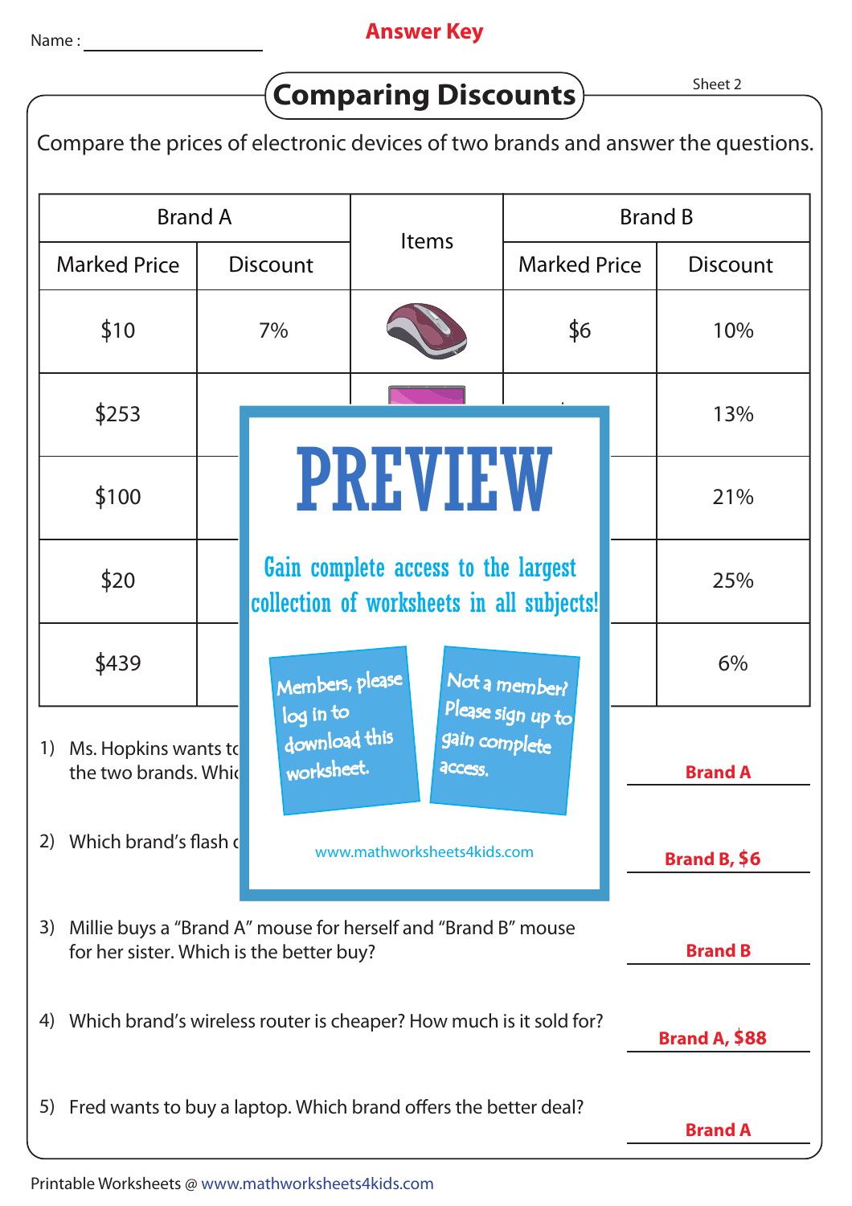Name : ____________

**Answer Key**

# Comparing Discounts

Sheet 2

Compare the prices of electronic devices of two brands and answer the questions.

| Brand A | | Items | Brand B | |
|---|---|---|---|---|
| Marked Price | Discount | | Marked Price | Discount |
| $10 | 7% | | $6 | 10% |
| $253 | | | | 13% |
| $100 | | | | 21% |
| $20 | | | | 25% |
| $439 | | | | 6% |

PREVIEW

Gain complete access to the largest collection of worksheets in all subjects!

Members, please log in to download this worksheet.

Not a member? Please sign up to gain complete access.

www.mathworksheets4kids.com

1) Ms. Hopkins wants to ... the two brands. Whic... **Brand A**

2) Which brand's flash d... **Brand B, $6**

3) Millie buys a "Brand A" mouse for herself and "Brand B" mouse for her sister. Which is the better buy? **Brand B**

4) Which brand's wireless router is cheaper? How much is it sold for? **Brand A, $88**

5) Fred wants to buy a laptop. Which brand offers the better deal? **Brand A**

Printable Worksheets @ www.mathworksheets4kids.com